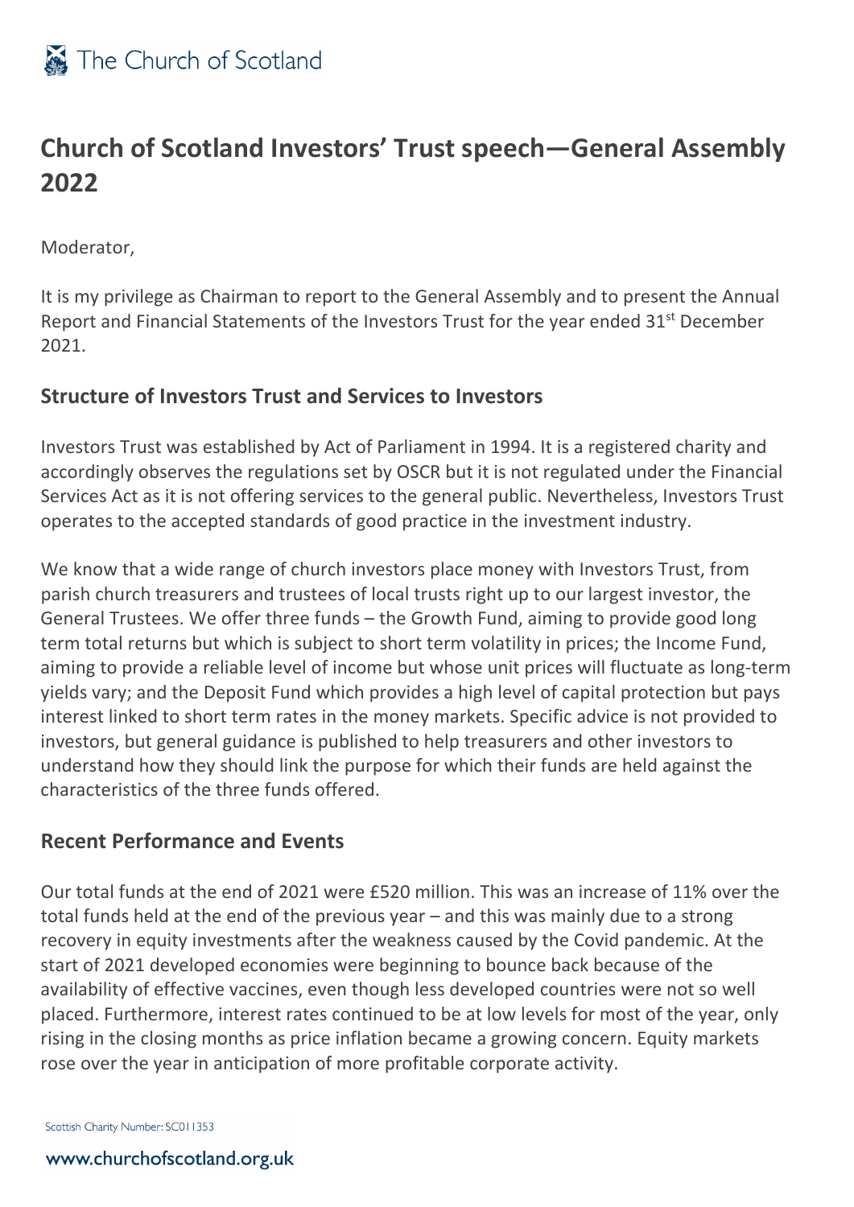# Church of Scotland Investors' Trust speech—General Assembly 2022

Moderator,

It is my privilege as Chairman to report to the General Assembly and to present the Annual Report and Financial Statements of the Investors Trust for the year ended 31st December 2021.

## Structure of Investors Trust and Services to Investors

Investors Trust was established by Act of Parliament in 1994. It is a registered charity and accordingly observes the regulations set by OSCR but it is not regulated under the Financial Services Act as it is not offering services to the general public. Nevertheless, Investors Trust operates to the accepted standards of good practice in the investment industry.

We know that a wide range of church investors place money with Investors Trust, from parish church treasurers and trustees of local trusts right up to our largest investor, the General Trustees. We offer three funds – the Growth Fund, aiming to provide good long term total returns but which is subject to short term volatility in prices; the Income Fund, aiming to provide a reliable level of income but whose unit prices will fluctuate as long-term yields vary; and the Deposit Fund which provides a high level of capital protection but pays interest linked to short term rates in the money markets. Specific advice is not provided to investors, but general guidance is published to help treasurers and other investors to understand how they should link the purpose for which their funds are held against the characteristics of the three funds offered.

## Recent Performance and Events

Our total funds at the end of 2021 were £520 million. This was an increase of 11% over the total funds held at the end of the previous year – and this was mainly due to a strong recovery in equity investments after the weakness caused by the Covid pandemic. At the start of 2021 developed economies were beginning to bounce back because of the availability of effective vaccines, even though less developed countries were not so well placed. Furthermore, interest rates continued to be at low levels for most of the year, only rising in the closing months as price inflation became a growing concern. Equity markets rose over the year in anticipation of more profitable corporate activity.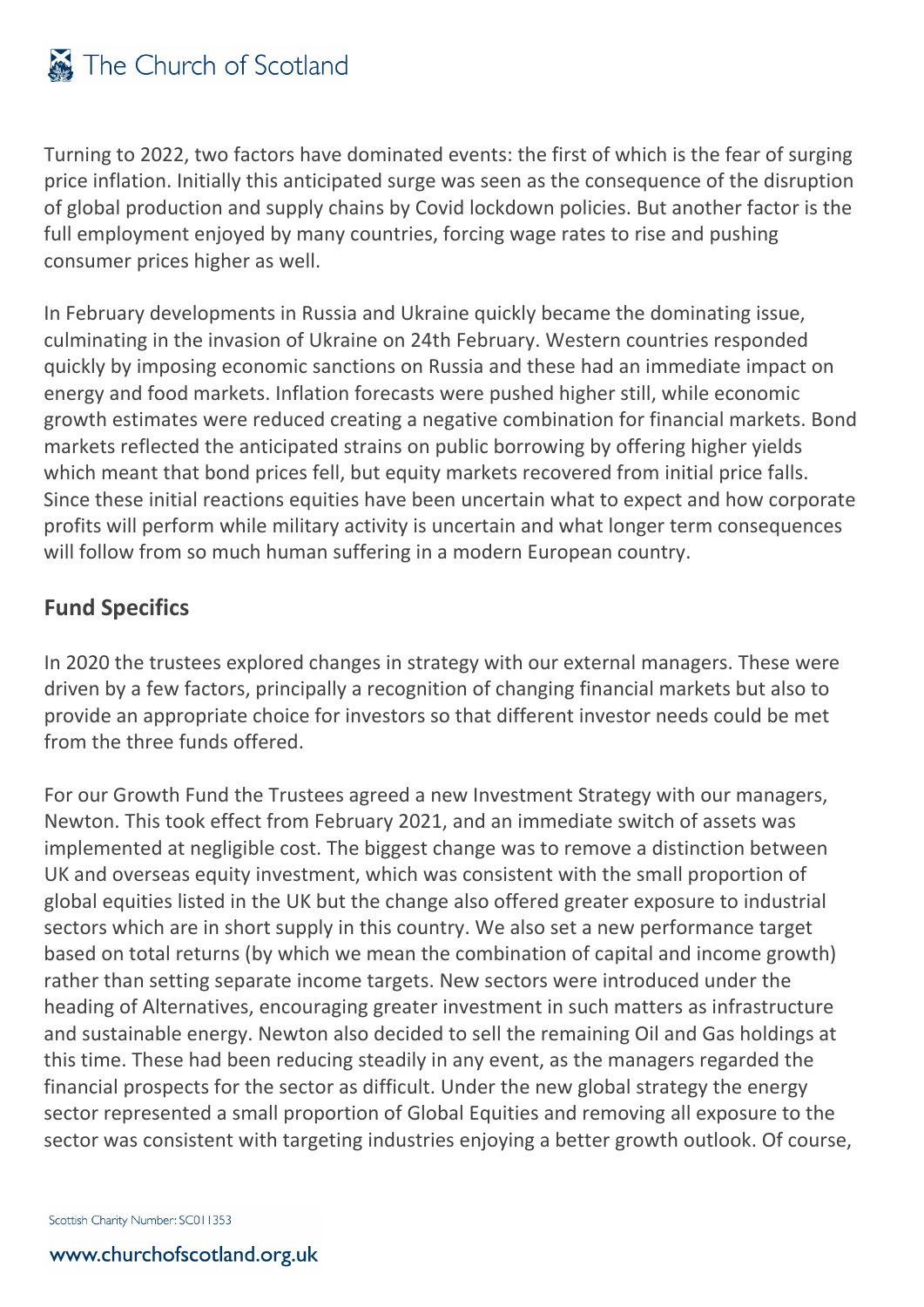Turning to 2022, two factors have dominated events: the first of which is the fear of surging price inflation. Initially this anticipated surge was seen as the consequence of the disruption of global production and supply chains by Covid lockdown policies. But another factor is the full employment enjoyed by many countries, forcing wage rates to rise and pushing consumer prices higher as well.

In February developments in Russia and Ukraine quickly became the dominating issue, culminating in the invasion of Ukraine on 24th February. Western countries responded quickly by imposing economic sanctions on Russia and these had an immediate impact on energy and food markets. Inflation forecasts were pushed higher still, while economic growth estimates were reduced creating a negative combination for financial markets. Bond markets reflected the anticipated strains on public borrowing by offering higher yields which meant that bond prices fell, but equity markets recovered from initial price falls. Since these initial reactions equities have been uncertain what to expect and how corporate profits will perform while military activity is uncertain and what longer term consequences will follow from so much human suffering in a modern European country.

## Fund Specifics

In 2020 the trustees explored changes in strategy with our external managers. These were driven by a few factors, principally a recognition of changing financial markets but also to provide an appropriate choice for investors so that different investor needs could be met from the three funds offered.

For our Growth Fund the Trustees agreed a new Investment Strategy with our managers, Newton. This took effect from February 2021, and an immediate switch of assets was implemented at negligible cost. The biggest change was to remove a distinction between UK and overseas equity investment, which was consistent with the small proportion of global equities listed in the UK but the change also offered greater exposure to industrial sectors which are in short supply in this country. We also set a new performance target based on total returns (by which we mean the combination of capital and income growth) rather than setting separate income targets. New sectors were introduced under the heading of Alternatives, encouraging greater investment in such matters as infrastructure and sustainable energy. Newton also decided to sell the remaining Oil and Gas holdings at this time. These had been reducing steadily in any event, as the managers regarded the financial prospects for the sector as difficult. Under the new global strategy the energy sector represented a small proportion of Global Equities and removing all exposure to the sector was consistent with targeting industries enjoying a better growth outlook. Of course,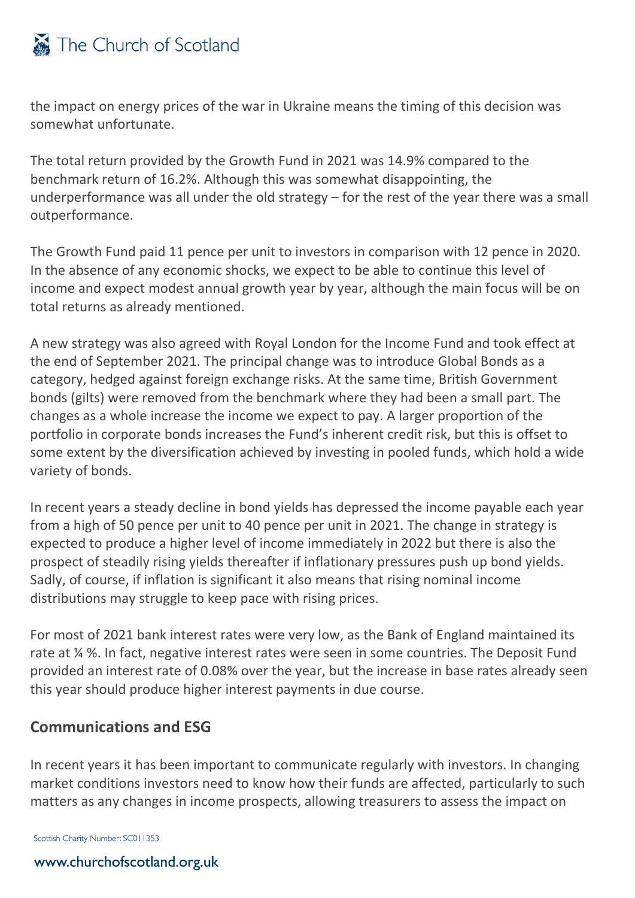the impact on energy prices of the war in Ukraine means the timing of this decision was somewhat unfortunate.

The total return provided by the Growth Fund in 2021 was 14.9% compared to the benchmark return of 16.2%. Although this was somewhat disappointing, the underperformance was all under the old strategy – for the rest of the year there was a small outperformance.

The Growth Fund paid 11 pence per unit to investors in comparison with 12 pence in 2020. In the absence of any economic shocks, we expect to be able to continue this level of income and expect modest annual growth year by year, although the main focus will be on total returns as already mentioned.

A new strategy was also agreed with Royal London for the Income Fund and took effect at the end of September 2021. The principal change was to introduce Global Bonds as a category, hedged against foreign exchange risks. At the same time, British Government bonds (gilts) were removed from the benchmark where they had been a small part. The changes as a whole increase the income we expect to pay. A larger proportion of the portfolio in corporate bonds increases the Fund's inherent credit risk, but this is offset to some extent by the diversification achieved by investing in pooled funds, which hold a wide variety of bonds.

In recent years a steady decline in bond yields has depressed the income payable each year from a high of 50 pence per unit to 40 pence per unit in 2021. The change in strategy is expected to produce a higher level of income immediately in 2022 but there is also the prospect of steadily rising yields thereafter if inflationary pressures push up bond yields. Sadly, of course, if inflation is significant it also means that rising nominal income distributions may struggle to keep pace with rising prices.

For most of 2021 bank interest rates were very low, as the Bank of England maintained its rate at ¼ %. In fact, negative interest rates were seen in some countries. The Deposit Fund provided an interest rate of 0.08% over the year, but the increase in base rates already seen this year should produce higher interest payments in due course.

## Communications and ESG

In recent years it has been important to communicate regularly with investors. In changing market conditions investors need to know how their funds are affected, particularly to such matters as any changes in income prospects, allowing treasurers to assess the impact on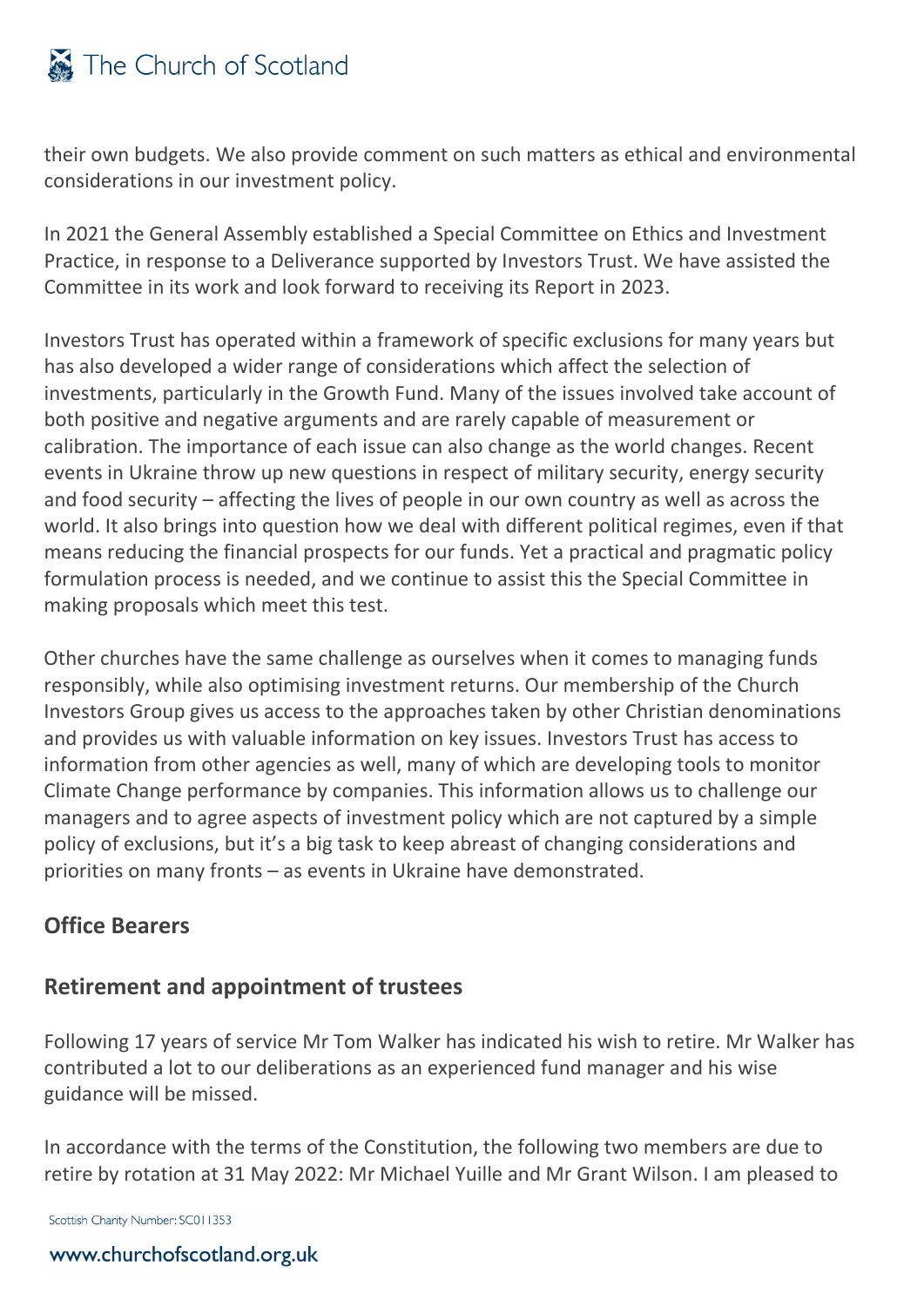their own budgets. We also provide comment on such matters as ethical and environmental considerations in our investment policy.

In 2021 the General Assembly established a Special Committee on Ethics and Investment Practice, in response to a Deliverance supported by Investors Trust. We have assisted the Committee in its work and look forward to receiving its Report in 2023.

Investors Trust has operated within a framework of specific exclusions for many years but has also developed a wider range of considerations which affect the selection of investments, particularly in the Growth Fund. Many of the issues involved take account of both positive and negative arguments and are rarely capable of measurement or calibration. The importance of each issue can also change as the world changes. Recent events in Ukraine throw up new questions in respect of military security, energy security and food security – affecting the lives of people in our own country as well as across the world. It also brings into question how we deal with different political regimes, even if that means reducing the financial prospects for our funds. Yet a practical and pragmatic policy formulation process is needed, and we continue to assist this the Special Committee in making proposals which meet this test.

Other churches have the same challenge as ourselves when it comes to managing funds responsibly, while also optimising investment returns. Our membership of the Church Investors Group gives us access to the approaches taken by other Christian denominations and provides us with valuable information on key issues. Investors Trust has access to information from other agencies as well, many of which are developing tools to monitor Climate Change performance by companies. This information allows us to challenge our managers and to agree aspects of investment policy which are not captured by a simple policy of exclusions, but it's a big task to keep abreast of changing considerations and priorities on many fronts – as events in Ukraine have demonstrated.

## Office Bearers

## Retirement and appointment of trustees

Following 17 years of service Mr Tom Walker has indicated his wish to retire. Mr Walker has contributed a lot to our deliberations as an experienced fund manager and his wise guidance will be missed.

In accordance with the terms of the Constitution, the following two members are due to retire by rotation at 31 May 2022: Mr Michael Yuille and Mr Grant Wilson. I am pleased to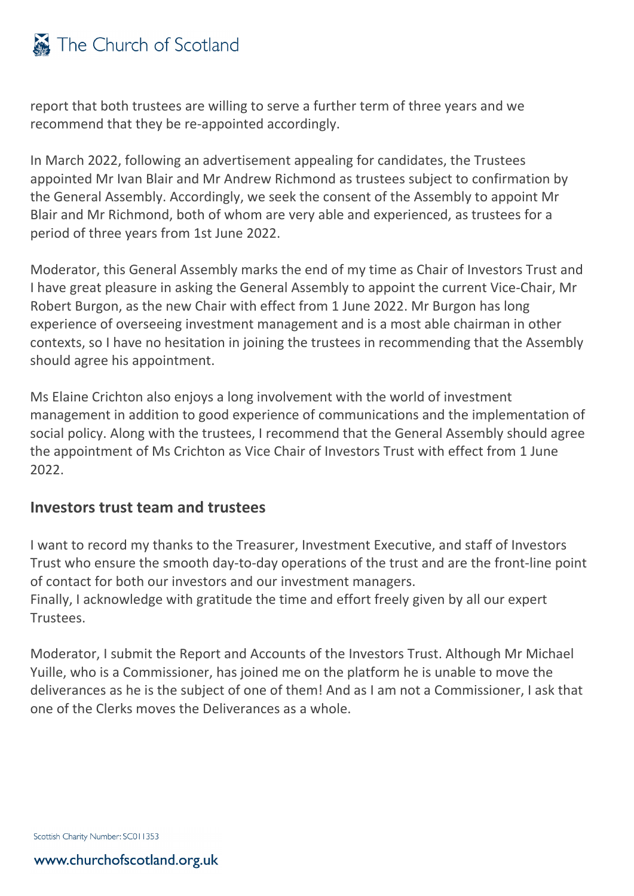report that both trustees are willing to serve a further term of three years and we recommend that they be re-appointed accordingly.

In March 2022, following an advertisement appealing for candidates, the Trustees appointed Mr Ivan Blair and Mr Andrew Richmond as trustees subject to confirmation by the General Assembly. Accordingly, we seek the consent of the Assembly to appoint Mr Blair and Mr Richmond, both of whom are very able and experienced, as trustees for a period of three years from 1st June 2022.

Moderator, this General Assembly marks the end of my time as Chair of Investors Trust and I have great pleasure in asking the General Assembly to appoint the current Vice-Chair, Mr Robert Burgon, as the new Chair with effect from 1 June 2022. Mr Burgon has long experience of overseeing investment management and is a most able chairman in other contexts, so I have no hesitation in joining the trustees in recommending that the Assembly should agree his appointment.

Ms Elaine Crichton also enjoys a long involvement with the world of investment management in addition to good experience of communications and the implementation of social policy. Along with the trustees, I recommend that the General Assembly should agree the appointment of Ms Crichton as Vice Chair of Investors Trust with effect from 1 June 2022.

## Investors trust team and trustees

I want to record my thanks to the Treasurer, Investment Executive, and staff of Investors Trust who ensure the smooth day-to-day operations of the trust and are the front-line point of contact for both our investors and our investment managers.
Finally, I acknowledge with gratitude the time and effort freely given by all our expert Trustees.

Moderator, I submit the Report and Accounts of the Investors Trust. Although Mr Michael Yuille, who is a Commissioner, has joined me on the platform he is unable to move the deliverances as he is the subject of one of them! And as I am not a Commissioner, I ask that one of the Clerks moves the Deliverances as a whole.